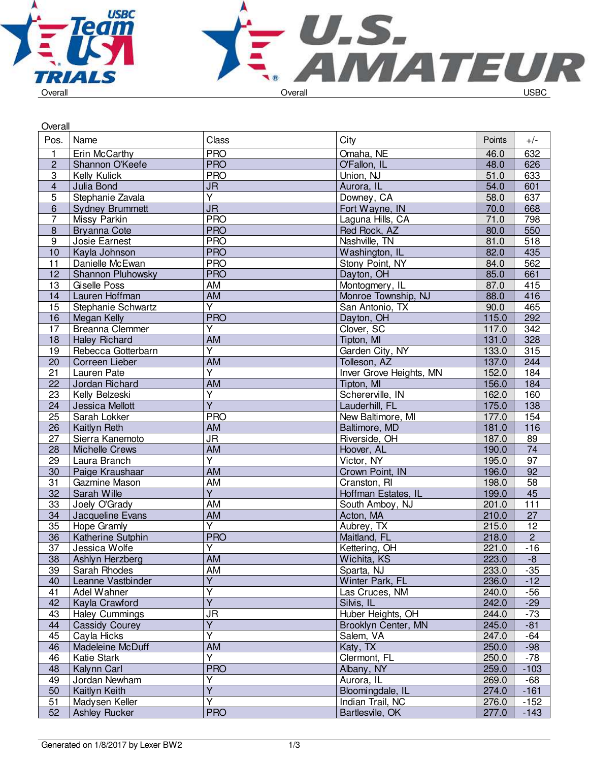Overall

| Pos. | Name | Class | City | Points | +/- |
|---|---|---|---|---|---|
| 1 | Erin McCarthy | PRO | Omaha, NE | 46.0 | 632 |
| 2 | Shannon O'Keefe | PRO | O'Fallon, IL | 48.0 | 626 |
| 3 | Kelly Kulick | PRO | Union, NJ | 51.0 | 633 |
| 4 | Julia Bond | JR | Aurora, IL | 54.0 | 601 |
| 5 | Stephanie Zavala | Y | Downey, CA | 58.0 | 637 |
| 6 | Sydney Brummett | JR | Fort Wayne, IN | 70.0 | 668 |
| 7 | Missy Parkin | PRO | Laguna Hills, CA | 71.0 | 798 |
| 8 | Bryanna Cote | PRO | Red Rock, AZ | 80.0 | 550 |
| 9 | Josie Earnest | PRO | Nashville, TN | 81.0 | 518 |
| 10 | Kayla Johnson | PRO | Washington, IL | 82.0 | 435 |
| 11 | Danielle McEwan | PRO | Stony Point, NY | 84.0 | 562 |
| 12 | Shannon Pluhowsky | PRO | Dayton, OH | 85.0 | 661 |
| 13 | Giselle Poss | AM | Montogmery, IL | 87.0 | 415 |
| 14 | Lauren Hoffman | AM | Monroe Township, NJ | 88.0 | 416 |
| 15 | Stephanie Schwartz | Y | San Antonio, TX | 90.0 | 465 |
| 16 | Megan Kelly | PRO | Dayton, OH | 115.0 | 292 |
| 17 | Breanna Clemmer | Y | Clover, SC | 117.0 | 342 |
| 18 | Haley Richard | AM | Tipton, MI | 131.0 | 328 |
| 19 | Rebecca Gotterbarn | Y | Garden City, NY | 133.0 | 315 |
| 20 | Correen Lieber | AM | Tolleson, AZ | 137.0 | 244 |
| 21 | Lauren Pate | Y | Inver Grove Heights, MN | 152.0 | 184 |
| 22 | Jordan Richard | AM | Tipton, MI | 156.0 | 184 |
| 23 | Kelly Belzeski | Y | Schererville, IN | 162.0 | 160 |
| 24 | Jessica Mellott | Y | Lauderhill, FL | 175.0 | 138 |
| 25 | Sarah Lokker | PRO | New Baltimore, MI | 177.0 | 154 |
| 26 | Kaitlyn Reth | AM | Baltimore, MD | 181.0 | 116 |
| 27 | Sierra Kanemoto | JR | Riverside, OH | 187.0 | 89 |
| 28 | Michelle Crews | AM | Hoover, AL | 190.0 | 74 |
| 29 | Laura Branch | Y | Victor, NY | 195.0 | 97 |
| 30 | Paige Kraushaar | AM | Crown Point, IN | 196.0 | 92 |
| 31 | Gazmine Mason | AM | Cranston, RI | 198.0 | 58 |
| 32 | Sarah Wille | Y | Hoffman Estates, IL | 199.0 | 45 |
| 33 | Joely O'Grady | AM | South Amboy, NJ | 201.0 | 111 |
| 34 | Jacqueline Evans | AM | Acton, MA | 210.0 | 27 |
| 35 | Hope Gramly | Y | Aubrey, TX | 215.0 | 12 |
| 36 | Katherine Sutphin | PRO | Maitland, FL | 218.0 | 2 |
| 37 | Jessica Wolfe | Y | Kettering, OH | 221.0 | -16 |
| 38 | Ashlyn Herzberg | AM | Wichita, KS | 223.0 | -8 |
| 39 | Sarah Rhodes | AM | Sparta, NJ | 233.0 | -35 |
| 40 | Leanne Vastbinder | Y | Winter Park, FL | 236.0 | -12 |
| 41 | Adel Wahner | Y | Las Cruces, NM | 240.0 | -56 |
| 42 | Kayla Crawford | Y | Silvis, IL | 242.0 | -29 |
| 43 | Haley Cummings | JR | Huber Heights, OH | 244.0 | -73 |
| 44 | Cassidy Courey | Y | Brooklyn Center, MN | 245.0 | -81 |
| 45 | Cayla Hicks | Y | Salem, VA | 247.0 | -64 |
| 46 | Madeleine McDuff | AM | Katy, TX | 250.0 | -98 |
| 46 | Katie Stark | Y | Clermont, FL | 250.0 | -78 |
| 48 | Kalynn Carl | PRO | Albany, NY | 259.0 | -103 |
| 49 | Jordan Newham | Y | Aurora, IL | 269.0 | -68 |
| 50 | Kaitlyn Keith | Y | Bloomingdale, IL | 274.0 | -161 |
| 51 | Madysen Keller | Y | Indian Trail, NC | 276.0 | -152 |
| 52 | Ashley Rucker | PRO | Bartlesvile, OK | 277.0 | -143 |

Generated on 1/8/2017 by Lexer BW2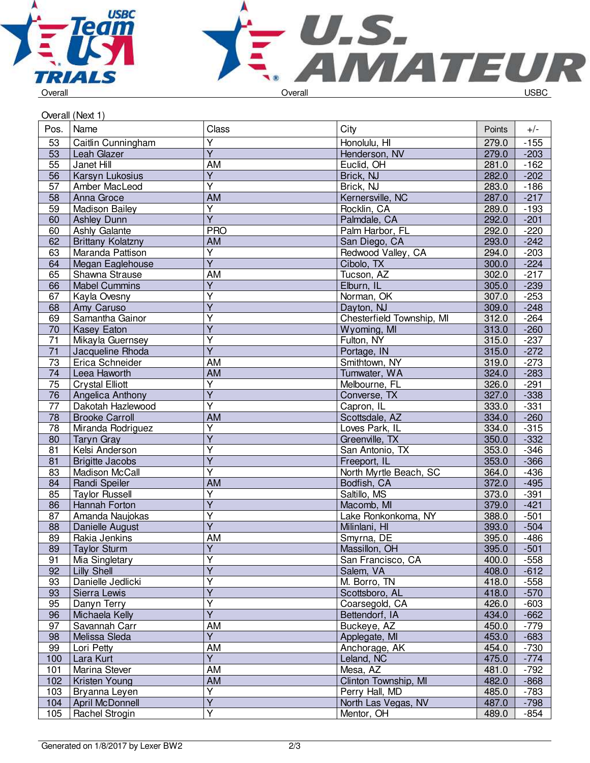Overall (Next 1)

| Pos. | Name | Class | City | Points | +/- |
|---|---|---|---|---|---|
| 53 | Caitlin Cunningham | Y | Honolulu, HI | 279.0 | -155 |
| 53 | Leah Glazer | Y | Henderson, NV | 279.0 | -203 |
| 55 | Janet Hill | AM | Euclid, OH | 281.0 | -162 |
| 56 | Karsyn Lukosius | Y | Brick, NJ | 282.0 | -202 |
| 57 | Amber MacLeod | Y | Brick, NJ | 283.0 | -186 |
| 58 | Anna Groce | AM | Kernersville, NC | 287.0 | -217 |
| 59 | Madison Bailey | Y | Rocklin, CA | 289.0 | -193 |
| 60 | Ashley Dunn | Y | Palmdale, CA | 292.0 | -201 |
| 60 | Ashly Galante | PRO | Palm Harbor, FL | 292.0 | -220 |
| 62 | Brittany Kolatzny | AM | San Diego, CA | 293.0 | -242 |
| 63 | Maranda Pattison | Y | Redwood Valley, CA | 294.0 | -203 |
| 64 | Megan Eaglehouse | Y | Cibolo, TX | 300.0 | -224 |
| 65 | Shawna Strause | AM | Tucson, AZ | 302.0 | -217 |
| 66 | Mabel Cummins | Y | Elburn, IL | 305.0 | -239 |
| 67 | Kayla Ovesny | Y | Norman, OK | 307.0 | -253 |
| 68 | Amy Caruso | Y | Dayton, NJ | 309.0 | -248 |
| 69 | Samantha Gainor | Y | Chesterfield Township, MI | 312.0 | -264 |
| 70 | Kasey Eaton | Y | Wyoming, MI | 313.0 | -260 |
| 71 | Mikayla Guernsey | Y | Fulton, NY | 315.0 | -237 |
| 71 | Jacqueline Rhoda | Y | Portage, IN | 315.0 | -272 |
| 73 | Erica Schneider | AM | Smithtown, NY | 319.0 | -273 |
| 74 | Leea Haworth | AM | Tumwater, WA | 324.0 | -283 |
| 75 | Crystal Elliott | Y | Melbourne, FL | 326.0 | -291 |
| 76 | Angelica Anthony | Y | Converse, TX | 327.0 | -338 |
| 77 | Dakotah Hazlewood | Y | Capron, IL | 333.0 | -331 |
| 78 | Brooke Carroll | AM | Scottsdale, AZ | 334.0 | -260 |
| 78 | Miranda Rodriguez | Y | Loves Park, IL | 334.0 | -315 |
| 80 | Taryn Gray | Y | Greenville, TX | 350.0 | -332 |
| 81 | Kelsi Anderson | Y | San Antonio, TX | 353.0 | -346 |
| 81 | Brigitte Jacobs | Y | Freeport, IL | 353.0 | -366 |
| 83 | Madison McCall | Y | North Myrtle Beach, SC | 364.0 | -436 |
| 84 | Randi Speiler | AM | Bodfish, CA | 372.0 | -495 |
| 85 | Taylor Russell | Y | Saltillo, MS | 373.0 | -391 |
| 86 | Hannah Forton | Y | Macomb, MI | 379.0 | -421 |
| 87 | Amanda Naujokas | Y | Lake Ronkonkoma, NY | 388.0 | -501 |
| 88 | Danielle August | Y | Milinlani, HI | 393.0 | -504 |
| 89 | Rakia Jenkins | AM | Smyrna, DE | 395.0 | -486 |
| 89 | Taylor Sturm | Y | Massillon, OH | 395.0 | -501 |
| 91 | Mia Singletary | Y | San Francisco, CA | 400.0 | -558 |
| 92 | Lilly Shell | Y | Salem, VA | 408.0 | -612 |
| 93 | Danielle Jedlicki | Y | M. Borro, TN | 418.0 | -558 |
| 93 | Sierra Lewis | Y | Scottsboro, AL | 418.0 | -570 |
| 95 | Danyn Terry | Y | Coarsegold, CA | 426.0 | -603 |
| 96 | Michaela Kelly | Y | Bettendorf, IA | 434.0 | -662 |
| 97 | Savannah Carr | AM | Buckeye, AZ | 450.0 | -779 |
| 98 | Melissa Sleda | Y | Applegate, MI | 453.0 | -683 |
| 99 | Lori Petty | AM | Anchorage, AK | 454.0 | -730 |
| 100 | Lara Kurt | Y | Leland, NC | 475.0 | -774 |
| 101 | Marina Stever | AM | Mesa, AZ | 481.0 | -792 |
| 102 | Kristen Young | AM | Clinton Township, MI | 482.0 | -868 |
| 103 | Bryanna Leyen | Y | Perry Hall, MD | 485.0 | -783 |
| 104 | April McDonnell | Y | North Las Vegas, NV | 487.0 | -798 |
| 105 | Rachel Strogin | Y | Mentor, OH | 489.0 | -854 |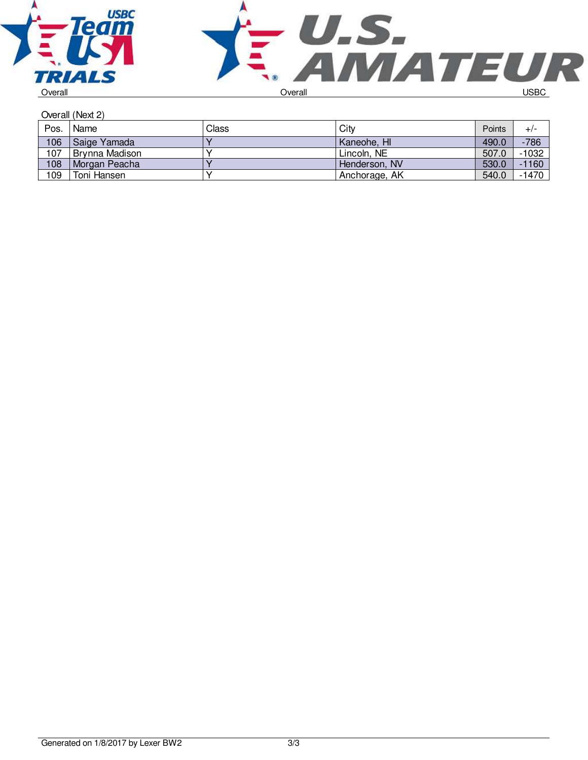Overall (Next 2)

| Pos. | Name | Class | City | Points | +/- |
|---|---|---|---|---|---|
| 106 | Saige Yamada | Y | Kaneohe, HI | 490.0 | -786 |
| 107 | Brynna Madison | Y | Lincoln, NE | 507.0 | -1032 |
| 108 | Morgan Peacha | Y | Henderson, NV | 530.0 | -1160 |
| 109 | Toni Hansen | Y | Anchorage, AK | 540.0 | -1470 |

Generated on 1/8/2017 by Lexer BW2